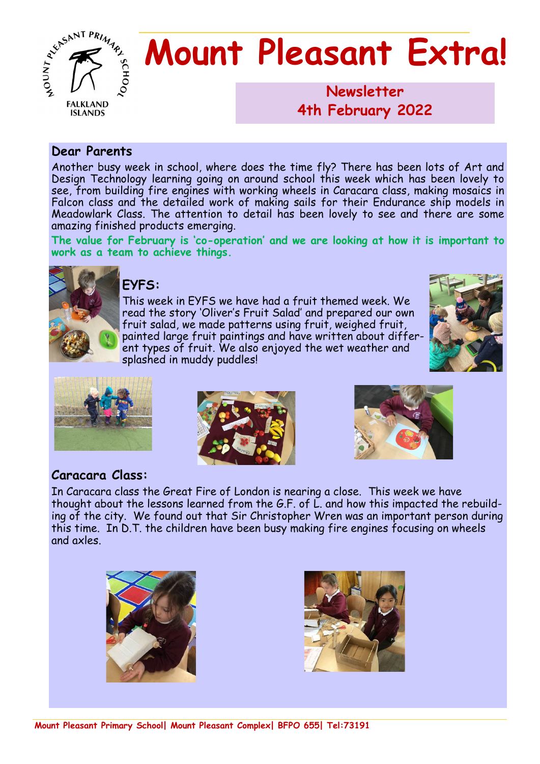# Mount Pleasant Extra!

**Newsletter**
**4th February 2022**

## Dear Parents

Another busy week in school, where does the time fly? There has been lots of Art and Design Technology learning going on around school this week which has been lovely to see, from building fire engines with working wheels in Caracara class, making mosaics in Falcon class and the detailed work of making sails for their Endurance ship models in Meadowlark Class. The attention to detail has been lovely to see and there are some amazing finished products emerging.

**The value for February is 'co-operation' and we are looking at how it is important to work as a team to achieve things.**

## EYFS:

This week in EYFS we have had a fruit themed week. We read the story 'Oliver's Fruit Salad' and prepared our own fruit salad, we made patterns using fruit, weighed fruit, painted large fruit paintings and have written about different types of fruit. We also enjoyed the wet weather and splashed in muddy puddles!

## Caracara Class:

In Caracara class the Great Fire of London is nearing a close. This week we have thought about the lessons learned from the G.F. of L. and how this impacted the rebuilding of the city. We found out that Sir Christopher Wren was an important person during this time. In D.T. the children have been busy making fire engines focusing on wheels and axles.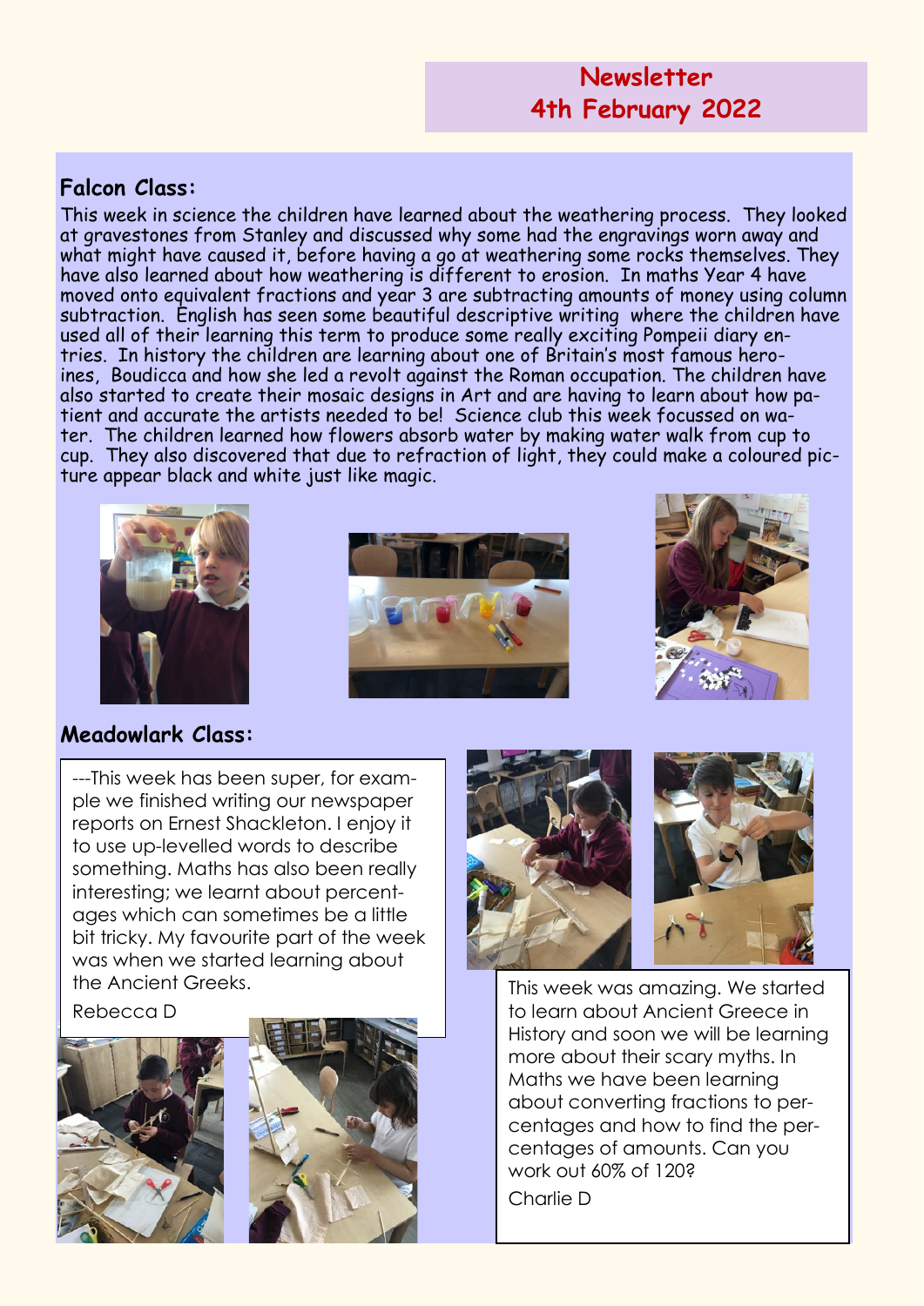# Newsletter
# 4th February 2022

## Falcon Class:

This week in science the children have learned about the weathering process. They looked at gravestones from Stanley and discussed why some had the engravings worn away and what might have caused it, before having a go at weathering some rocks themselves. They have also learned about how weathering is different to erosion. In maths Year 4 have moved onto equivalent fractions and year 3 are subtracting amounts of money using column subtraction. English has seen some beautiful descriptive writing where the children have used all of their learning this term to produce some really exciting Pompeii diary entries. In history the children are learning about one of Britain's most famous heroines, Boudicca and how she led a revolt against the Roman occupation. The children have also started to create their mosaic designs in Art and are having to learn about how patient and accurate the artists needed to be! Science club this week focussed on water. The children learned how flowers absorb water by making water walk from cup to cup. They also discovered that due to refraction of light, they could make a coloured picture appear black and white just like magic.

## Meadowlark Class:

---This week has been super, for example we finished writing our newspaper reports on Ernest Shackleton. I enjoy it to use up-levelled words to describe something. Maths has also been really interesting; we learnt about percentages which can sometimes be a little bit tricky. My favourite part of the week was when we started learning about the Ancient Greeks.

Rebecca D

This week was amazing. We started to learn about Ancient Greece in History and soon we will be learning more about their scary myths. In Maths we have been learning about converting fractions to percentages and how to find the percentages of amounts. Can you work out 60% of 120?

Charlie D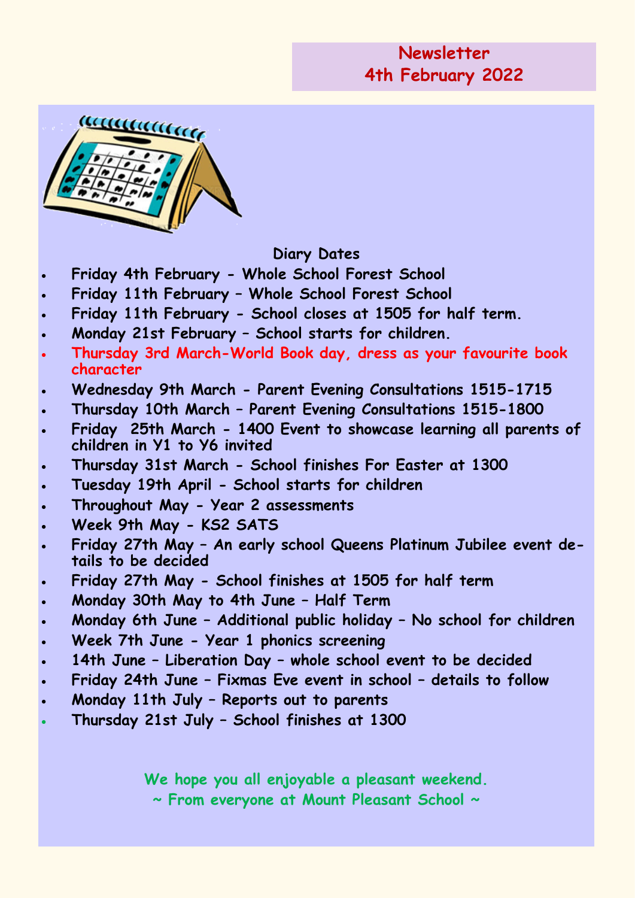# Newsletter
# 4th February 2022

**Diary Dates**

- **Friday 4th February - Whole School Forest School**
- **Friday 11th February – Whole School Forest School**
- **Friday 11th February - School closes at 1505 for half term.**
- **Monday 21st February – School starts for children.**
- **Thursday 3rd March-World Book day, dress as your favourite book character**
- **Wednesday 9th March - Parent Evening Consultations 1515-1715**
- **Thursday 10th March – Parent Evening Consultations 1515-1800**
- **Friday 25th March - 1400 Event to showcase learning all parents of children in Y1 to Y6 invited**
- **Thursday 31st March - School finishes For Easter at 1300**
- **Tuesday 19th April - School starts for children**
- **Throughout May - Year 2 assessments**
- **Week 9th May - KS2 SATS**
- **Friday 27th May – An early school Queens Platinum Jubilee event details to be decided**
- **Friday 27th May - School finishes at 1505 for half term**
- **Monday 30th May to 4th June – Half Term**
- **Monday 6th June – Additional public holiday – No school for children**
- **Week 7th June - Year 1 phonics screening**
- **14th June – Liberation Day – whole school event to be decided**
- **Friday 24th June – Fixmas Eve event in school – details to follow**
- **Monday 11th July – Reports out to parents**
- **Thursday 21st July – School finishes at 1300**

**We hope you all enjoyable a pleasant weekend.**
**~ From everyone at Mount Pleasant School ~**